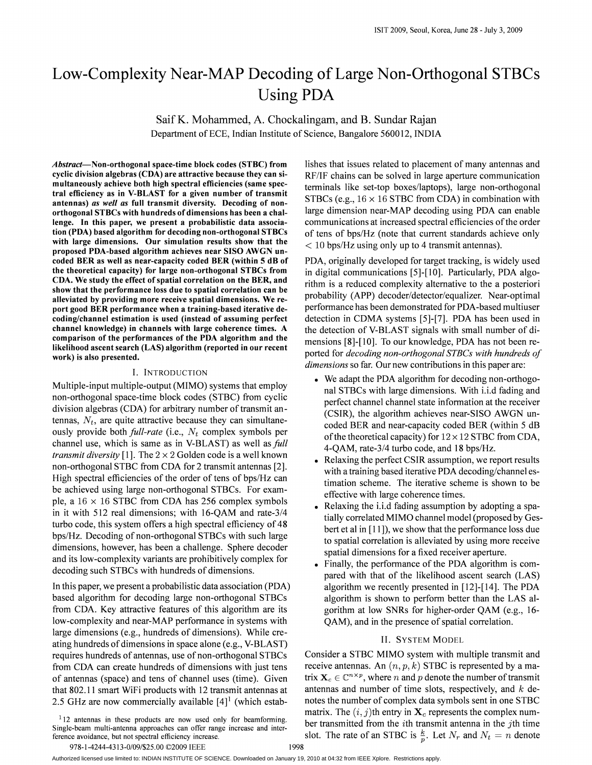# Low-Complexity Near-MAP Decoding of Large Non-Orthogonal STBCs Using PDA

Saif K. Mohammed, A. Chockalingam, and B. Sundar Rajan

Department of ECE, Indian Institute of Science, Bangalore 560012, INDIA

***Abstract*—Non-orthogonal space-time block codes (STBC) from cyclic division algebras (CDA) are attractive because they can simultaneously achieve both high spectral efficiencies (same spectral efficiency as in V-BLAST for a given number of transmit antennas) *as well as* full transmit diversity. Decoding of non-orthogonal STBCs with hundreds of dimensions has been a challenge. In this paper, we present a probabilistic data association (PDA) based algorithm for decoding non-orthogonal STBCs with large dimensions. Our simulation results show that the proposed PDA-based algorithm achieves near SISO AWGN uncoded BER as well as near-capacity coded BER (within 5 dB of the theoretical capacity) for large non-orthogonal STBCs from CDA. We study the effect of spatial correlation on the BER, and show that the performance loss due to spatial correlation can be alleviated by providing more receive spatial dimensions. We report good BER performance when a training-based iterative decoding/channel estimation is used (instead of assuming perfect channel knowledge) in channels with large coherence times. A comparison of the performances of the PDA algorithm and the likelihood ascent search (LAS) algorithm (reported in our recent work) is also presented.**

## I. Introduction

Multiple-input multiple-output (MIMO) systems that employ non-orthogonal space-time block codes (STBC) from cyclic division algebras (CDA) for arbitrary number of transmit antennas, $N_t$, are quite attractive because they can simultaneously provide both *full-rate* (i.e., $N_t$ complex symbols per channel use, which is same as in V-BLAST) as well as *full transmit diversity* [1]. The $2 \times 2$ Golden code is a well known non-orthogonal STBC from CDA for 2 transmit antennas [2]. High spectral efficiencies of the order of tens of bps/Hz can be achieved using large non-orthogonal STBCs. For example, a $16 \times 16$ STBC from CDA has 256 complex symbols in it with 512 real dimensions; with 16-QAM and rate-3/4 turbo code, this system offers a high spectral efficiency of 48 bps/Hz. Decoding of non-orthogonal STBCs with such large dimensions, however, has been a challenge. Sphere decoder and its low-complexity variants are prohibitively complex for decoding such STBCs with hundreds of dimensions.

In this paper, we present a probabilistic data association (PDA) based algorithm for decoding large non-orthogonal STBCs from CDA. Key attractive features of this algorithm are its low-complexity and near-MAP performance in systems with large dimensions (e.g., hundreds of dimensions). While creating hundreds of dimensions in space alone (e.g., V-BLAST) requires hundreds of antennas, use of non-orthogonal STBCs from CDA can create hundreds of dimensions with just tens of antennas (space) and tens of channel uses (time). Given that 802.11 smart WiFi products with 12 transmit antennas at 2.5 GHz are now commercially available [4][1] (which establishes that issues related to placement of many antennas and RF/IF chains can be solved in large aperture communication terminals like set-top boxes/laptops), large non-orthogonal STBCs (e.g., $16 \times 16$ STBC from CDA) in combination with large dimension near-MAP decoding using PDA can enable communications at increased spectral efficiencies of the order of tens of bps/Hz (note that current standards achieve only $< 10$ bps/Hz using only up to 4 transmit antennas).

PDA, originally developed for target tracking, is widely used in digital communications [5]-[10]. Particularly, PDA algorithm is a reduced complexity alternative to the a posteriori probability (APP) decoder/detector/equalizer. Near-optimal performance has been demonstrated for PDA-based multiuser detection in CDMA systems [5]-[7]. PDA has been used in the detection of V-BLAST signals with small number of dimensions [8]-[10]. To our knowledge, PDA has not been reported for *decoding non-orthogonal STBCs with hundreds of dimensions* so far. Our new contributions in this paper are:

- We adapt the PDA algorithm for decoding non-orthogonal STBCs with large dimensions. With i.i.d fading and perfect channel state information at the receiver (CSIR), the algorithm achieves near-SISO AWGN uncoded BER and near-capacity coded BER (within 5 dB of the theoretical capacity) for $12 \times 12$ STBC from CDA, 4-QAM, rate-3/4 turbo code, and 18 bps/Hz.
- Relaxing the perfect CSIR assumption, we report results with a training based iterative PDA decoding/channel estimation scheme. The iterative scheme is shown to be effective with large coherence times.
- Relaxing the i.i.d fading assumption by adopting a spatially correlated MIMO channel model (proposed by Gesbert et al in [11]), we show that the performance loss due to spatial correlation is alleviated by using more receive spatial dimensions for a fixed receiver aperture.
- Finally, the performance of the PDA algorithm is compared with that of the likelihood ascent search (LAS) algorithm we recently presented in [12]-[14]. The PDA algorithm is shown to perform better than the LAS algorithm at low SNRs for higher-order QAM (e.g., 16-QAM), and in the presence of spatial correlation.

## II. System Model

Consider a STBC MIMO system with multiple transmit and receive antennas. An $(n, p, k)$ STBC is represented by a matrix $\mathbf{X}_c \in \mathbb{C}^{n \times p}$, where $n$ and $p$ denote the number of transmit antennas and number of time slots, respectively, and $k$ denotes the number of complex data symbols sent in one STBC matrix. The $(i, j)$th entry in $\mathbf{X}_c$ represents the complex number transmitted from the $i$th transmit antenna in the $j$th time slot. The rate of an STBC is $\frac{k}{p}$. Let $N_r$ and $N_t = n$ denote

[1] 12 antennas in these products are now used only for beamforming. Single-beam multi-antenna approaches can offer range increase and interference avoidance, but not spectral efficiency increase.

978-1-4244-4313-0/09/$25.00 ©2009 IEEE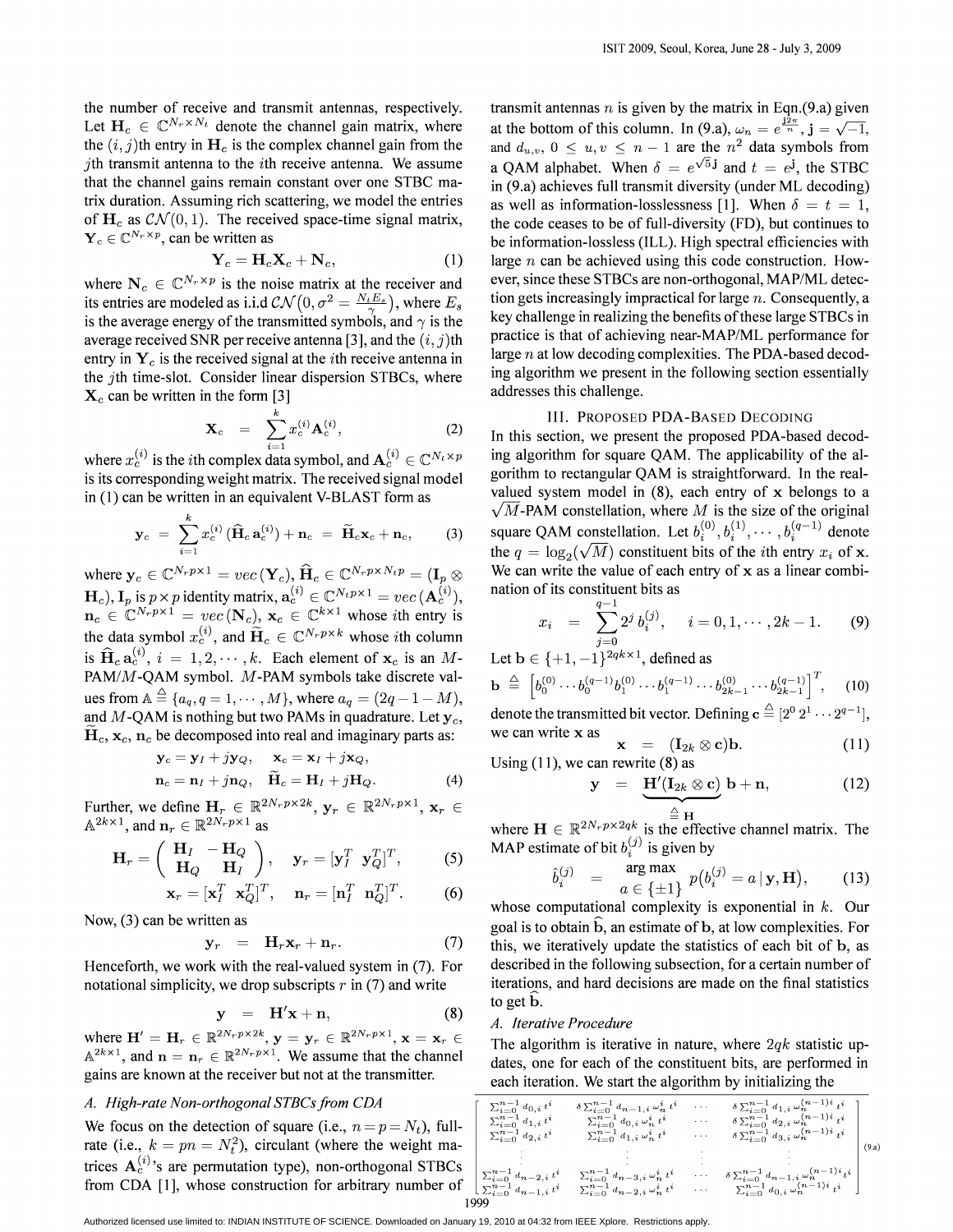the number of receive and transmit antennas, respectively. Let $\mathbf{H}_c \in \mathbb{C}^{N_r \times N_t}$ denote the channel gain matrix, where the $(i,j)$th entry in $\mathbf{H}_c$ is the complex channel gain from the $j$th transmit antenna to the $i$th receive antenna. We assume that the channel gains remain constant over one STBC matrix duration. Assuming rich scattering, we model the entries of $\mathbf{H}_c$ as $\mathcal{CN}(0,1)$. The received space-time signal matrix, $\mathbf{Y}_c \in \mathbb{C}^{N_r \times p}$, can be written as

$$\mathbf{Y}_c = \mathbf{H}_c \mathbf{X}_c + \mathbf{N}_c, \tag{1}$$

where $\mathbf{N}_c \in \mathbb{C}^{N_r \times p}$ is the noise matrix at the receiver and its entries are modeled as i.i.d $\mathcal{CN}\big(0, \sigma^2 = \frac{N_t E_s}{\gamma}\big)$, where $E_s$ is the average energy of the transmitted symbols, and $\gamma$ is the average received SNR per receive antenna [3], and the $(i,j)$th entry in $\mathbf{Y}_c$ is the received signal at the $i$th receive antenna in the $j$th time-slot. Consider linear dispersion STBCs, where $\mathbf{X}_c$ can be written in the form [3]

$$\mathbf{X}_c = \sum_{i=1}^{k} x_c^{(i)} \mathbf{A}_c^{(i)}, \tag{2}$$

where $x_c^{(i)}$ is the $i$th complex data symbol, and $\mathbf{A}_c^{(i)} \in \mathbb{C}^{N_t \times p}$ is its corresponding weight matrix. The received signal model in (1) can be written in an equivalent V-BLAST form as

$$\mathbf{y}_c = \sum_{i=1}^{k} x_c^{(i)} \, (\widehat{\mathbf{H}}_c \mathbf{a}_c^{(i)}) + \mathbf{n}_c = \widetilde{\mathbf{H}}_c \mathbf{x}_c + \mathbf{n}_c, \tag{3}$$

where $\mathbf{y}_c \in \mathbb{C}^{N_r p \times 1} = vec\,(\mathbf{Y}_c)$, $\widehat{\mathbf{H}}_c \in \mathbb{C}^{N_r p \times N_t p} = (\mathbf{I}_p \otimes \mathbf{H}_c)$, $\mathbf{I}_p$ is $p \times p$ identity matrix, $\mathbf{a}_c^{(i)} \in \mathbb{C}^{N_t p \times 1} = vec\,(\mathbf{A}_c^{(i)})$, $\mathbf{n}_c \in \mathbb{C}^{N_r p \times 1} = vec\,(\mathbf{N}_c)$, $\mathbf{x}_c \in \mathbb{C}^{k \times 1}$ whose $i$th entry is the data symbol $x_c^{(i)}$, and $\widetilde{\mathbf{H}}_c \in \mathbb{C}^{N_r p \times k}$ whose $i$th column is $\widehat{\mathbf{H}}_c \mathbf{a}_c^{(i)}$, $i = 1, 2, \cdots, k$. Each element of $\mathbf{x}_c$ is an $M$-PAM/$M$-QAM symbol. $M$-PAM symbols take discrete values from $\mathbb{A} \triangleq \{a_q, q = 1, \cdots, M\}$, where $a_q = (2q - 1 - M)$, and $M$-QAM is nothing but two PAMs in quadrature. Let $\mathbf{y}_c$, $\widetilde{\mathbf{H}}_c$, $\mathbf{x}_c$, $\mathbf{n}_c$ be decomposed into real and imaginary parts as:

$$\mathbf{y}_c = \mathbf{y}_I + \mathbf{j}\mathbf{y}_Q, \quad \mathbf{x}_c = \mathbf{x}_I + \mathbf{j}\mathbf{x}_Q,$$
$$\mathbf{n}_c = \mathbf{n}_I + \mathbf{j}\mathbf{n}_Q, \quad \widetilde{\mathbf{H}}_c = \mathbf{H}_I + \mathbf{j}\mathbf{H}_Q. \tag{4}$$

Further, we define $\mathbf{H}_r \in \mathbb{R}^{2N_r p \times 2k}$, $\mathbf{y}_r \in \mathbb{R}^{2N_r p \times 1}$, $\mathbf{x}_r \in \mathbb{A}^{2k \times 1}$, and $\mathbf{n}_r \in \mathbb{R}^{2N_r p \times 1}$ as

$$\mathbf{H}_r = \begin{pmatrix} \mathbf{H}_I & -\mathbf{H}_Q \\ \mathbf{H}_Q & \mathbf{H}_I \end{pmatrix}, \quad \mathbf{y}_r = [\mathbf{y}_I^T \ \mathbf{y}_Q^T]^T, \tag{5}$$

$$\mathbf{x}_r = [\mathbf{x}_I^T \ \mathbf{x}_Q^T]^T, \quad \mathbf{n}_r = [\mathbf{n}_I^T \ \mathbf{n}_Q^T]^T. \tag{6}$$

Now, (3) can be written as

$$\mathbf{y}_r = \mathbf{H}_r \mathbf{x}_r + \mathbf{n}_r. \tag{7}$$

Henceforth, we work with the real-valued system in (7). For notational simplicity, we drop subscripts $r$ in (7) and write

$$\mathbf{y} = \mathbf{H}' \mathbf{x} + \mathbf{n}, \tag{8}$$

where $\mathbf{H}' = \mathbf{H}_r \in \mathbb{R}^{2N_r p \times 2k}$, $\mathbf{y} = \mathbf{y}_r \in \mathbb{R}^{2N_r p \times 1}$, $\mathbf{x} = \mathbf{x}_r \in \mathbb{A}^{2k \times 1}$, and $\mathbf{n} = \mathbf{n}_r \in \mathbb{R}^{2N_r p \times 1}$. We assume that the channel gains are known at the receiver but not at the transmitter.

### A. High-rate Non-orthogonal STBCs from CDA

We focus on the detection of square (i.e., $n = p = N_t$), full-rate (i.e., $k = pn = N_t^2$), circulant (where the weight matrices $\mathbf{A}_c^{(i)}$'s are permutation type), non-orthogonal STBCs from CDA [1], whose construction for arbitrary number of transmit antennas $n$ is given by the matrix in Eqn.(9.a) given at the bottom of this column. In (9.a), $\omega_n = e^{\frac{\mathbf{j}2\pi}{n}}$, $\mathbf{j} = \sqrt{-1}$, and $d_{u,v}$, $0 \leq u, v \leq n-1$ are the $n^2$ data symbols from a QAM alphabet. When $\delta = e^{\sqrt{5}\mathbf{j}}$ and $t = e^{\mathbf{j}}$, the STBC in (9.a) achieves full transmit diversity (under ML decoding) as well as information-losslessness [1]. When $\delta = t = 1$, the code ceases to be of full-diversity (FD), but continues to be information-lossless (ILL). High spectral efficiencies with large $n$ can be achieved using this code construction. However, since these STBCs are non-orthogonal, MAP/ML detection gets increasingly impractical for large $n$. Consequently, a key challenge in realizing the benefits of these large STBCs in practice is that of achieving near-MAP/ML performance for large $n$ at low decoding complexities. The PDA-based decoding algorithm we present in the following section essentially addresses this challenge.

$$\begin{bmatrix}
\sum_{i=0}^{n-1} d_{0,i}\, t^i & \delta \sum_{i=0}^{n-1} d_{n-1,i}\, \omega_n^i\, t^i & \cdots & \delta \sum_{i=0}^{n-1} d_{1,i}\, \omega_n^{(n-1)i}\, t^i \\
\sum_{i=0}^{n-1} d_{1,i}\, t^i & \sum_{i=0}^{n-1} d_{0,i}\, \omega_n^i\, t^i & \cdots & \delta \sum_{i=0}^{n-1} d_{2,i}\, \omega_n^{(n-1)i}\, t^i \\
\sum_{i=0}^{n-1} d_{2,i}\, t^i & \sum_{i=0}^{n-1} d_{1,i}\, \omega_n^i\, t^i & \cdots & \delta \sum_{i=0}^{n-1} d_{3,i}\, \omega_n^{(n-1)i}\, t^i \\
\vdots & \vdots & \vdots & \vdots \\
\sum_{i=0}^{n-1} d_{n-2,i}\, t^i & \sum_{i=0}^{n-1} d_{n-3,i}\, \omega_n^i\, t^i & \cdots & \delta \sum_{i=0}^{n-1} d_{n-1,i}\, \omega_n^{(n-1)i}\, t^i \\
\sum_{i=0}^{n-1} d_{n-1,i}\, t^i & \sum_{i=0}^{n-1} d_{n-2,i}\, \omega_n^i\, t^i & \cdots & \sum_{i=0}^{n-1} d_{0,i}\, \omega_n^{(n-1)i}\, t^i
\end{bmatrix} \tag{9.a}$$

## III. Proposed PDA-based Decoding

In this section, we present the proposed PDA-based decoding algorithm for square QAM. The applicability of the algorithm to rectangular QAM is straightforward. In the real-valued system model in (8), each entry of $\mathbf{x}$ belongs to a $\sqrt{M}$-PAM constellation, where $M$ is the size of the original square QAM constellation. Let $b_i^{(0)}, b_i^{(1)}, \cdots, b_i^{(q-1)}$ denote the $q = \log_2(\sqrt{M})$ constituent bits of the $i$th entry $x_i$ of $\mathbf{x}$. We can write the value of each entry of $\mathbf{x}$ as a linear combination of its constituent bits as

$$x_i = \sum_{j=0}^{q-1} 2^j \, b_i^{(j)}, \quad i = 0, 1, \cdots, 2k-1. \tag{9}$$

Let $\mathbf{b} \in \{+1, -1\}^{2qk \times 1}$, defined as

$$\mathbf{b} \triangleq \left[ b_0^{(0)} \cdots b_0^{(q-1)} b_1^{(0)} \cdots b_1^{(q-1)} \cdots b_{2k-1}^{(0)} \cdots b_{2k-1}^{(q-1)} \right]^T, \tag{10}$$

denote the transmitted bit vector. Defining $\mathbf{c} \triangleq [2^0 \, 2^1 \cdots 2^{q-1}]$, we can write $\mathbf{x}$ as

$$\mathbf{x} = (\mathbf{I}_{2k} \otimes \mathbf{c})\mathbf{b}. \tag{11}$$

Using (11), we can rewrite (8) as

$$\mathbf{y} = \underbrace{\mathbf{H}'(\mathbf{I}_{2k} \otimes \mathbf{c})}_{\triangleq\, \mathbf{H}} \, \mathbf{b} + \mathbf{n}, \tag{12}$$

where $\mathbf{H} \in \mathbb{R}^{2N_r p \times 2qk}$ is the effective channel matrix. The MAP estimate of bit $b_i^{(j)}$ is given by

$$\widehat{b}_i^{(j)} = \mathop{\arg\max}_{a \,\in\, \{\pm 1\}} \; p\big(b_i^{(j)} = a \,|\, \mathbf{y}, \mathbf{H}\big), \tag{13}$$

whose computational complexity is exponential in $k$. Our goal is to obtain $\widehat{\mathbf{b}}$, an estimate of $\mathbf{b}$, at low complexities. For this, we iteratively update the statistics of each bit of $\mathbf{b}$, as described in the following subsection, for a certain number of iterations, and hard decisions are made on the final statistics to get $\widehat{\mathbf{b}}$.

### A. Iterative Procedure

The algorithm is iterative in nature, where $2qk$ statistic updates, one for each of the constituent bits, are performed in each iteration. We start the algorithm by initializing the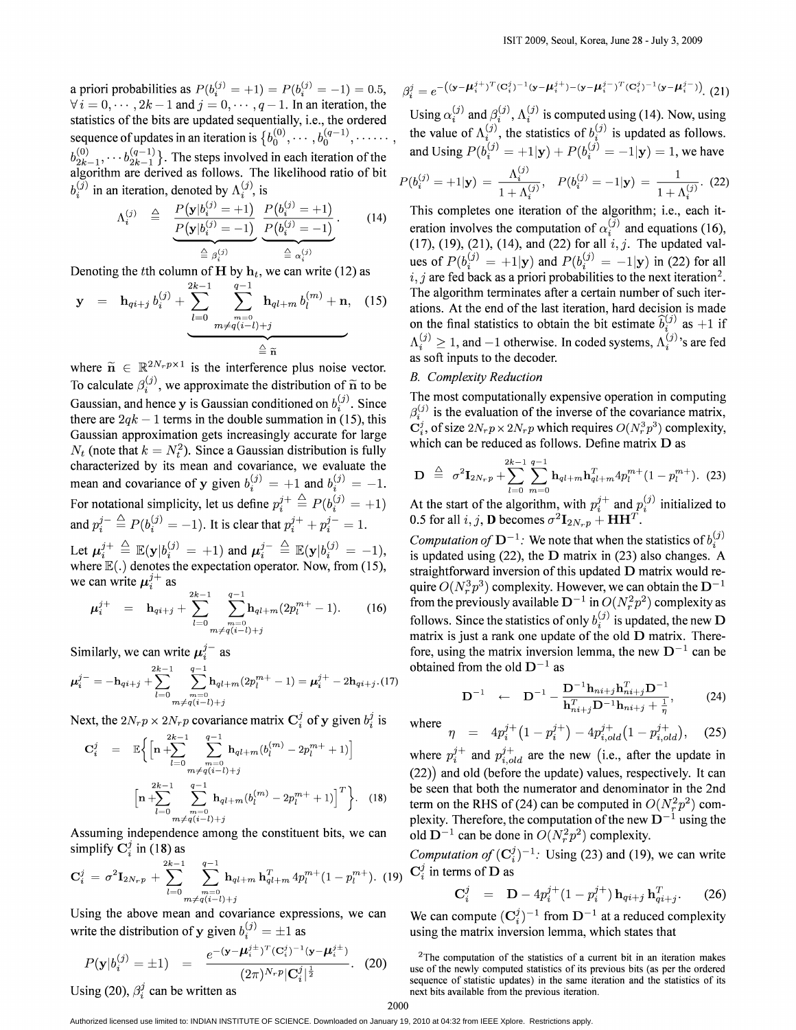a priori probabilities as $P(b_i^{(j)}=+1)=P(b_i^{(j)}=-1)=0.5$, $\forall\, i=0,\cdots,2k-1$ and $j=0,\cdots,q-1$. In an iteration, the statistics of the bits are updated sequentially, i.e., the ordered sequence of updates in an iteration is $\{b_0^{(0)},\cdots,b_0^{(q-1)},\cdots\cdots,b_{2k-1}^{(0)},\cdots b_{2k-1}^{(q-1)}\}$. The steps involved in each iteration of the algorithm are derived as follows. The likelihood ratio of bit $b_i^{(j)}$ in an iteration, denoted by $\Lambda_i^{(j)}$, is

$$\Lambda_i^{(j)} \;\triangleq\; \underbrace{\frac{P\big(\mathbf{y}|b_i^{(j)}=+1\big)}{P\big(\mathbf{y}|b_i^{(j)}=-1\big)}}_{\triangleq\, \beta_i^{(j)}}\; \underbrace{\frac{P\big(b_i^{(j)}=+1\big)}{P\big(b_i^{(j)}=-1\big)}}_{\triangleq\, \alpha_i^{(j)}}. \tag{14}$$

Denoting the $t$th column of $\mathbf{H}$ by $\mathbf{h}_t$, we can write (12) as

$$\mathbf{y} \;=\; \mathbf{h}_{qi+j}\, b_i^{(j)} + \underbrace{\sum_{l=0}^{2k-1}\sum_{\substack{m=0\\ m\neq q(i-l)+j}}^{q-1} \mathbf{h}_{ql+m}\, b_l^{(m)} + \mathbf{n}}_{\triangleq\, \widetilde{\mathbf{n}}}, \tag{15}$$

where $\widetilde{\mathbf{n}} \in \mathbb{R}^{2N_rp\times 1}$ is the interference plus noise vector. To calculate $\beta_i^{(j)}$, we approximate the distribution of $\widetilde{\mathbf{n}}$ to be Gaussian, and hence $\mathbf{y}$ is Gaussian conditioned on $b_i^{(j)}$. Since there are $2qk-1$ terms in the double summation in (15), this Gaussian approximation gets increasingly accurate for large $N_t$ (note that $k=N_t^2$). Since a Gaussian distribution is fully characterized by its mean and covariance, we evaluate the mean and covariance of $\mathbf{y}$ given $b_i^{(j)}=+1$ and $b_i^{(j)}=-1$. For notational simplicity, let us define $p_i^{j+} \triangleq P(b_i^{(j)}=+1)$ and $p_i^{j-} \triangleq P(b_i^{(j)}=-1)$. It is clear that $p_i^{j+}+p_i^{j-}=1$.

Let $\boldsymbol{\mu}_i^{j+} \triangleq \mathbb{E}(\mathbf{y}|b_i^{(j)}=+1)$ and $\boldsymbol{\mu}_i^{j-} \triangleq \mathbb{E}(\mathbf{y}|b_i^{(j)}=-1)$, where $\mathbb{E}(.)$ denotes the expectation operator. Now, from (15), we can write $\boldsymbol{\mu}_i^{j+}$ as

$$\boldsymbol{\mu}_i^{j+} \;=\; \mathbf{h}_{qi+j} + \sum_{l=0}^{2k-1}\sum_{\substack{m=0\\ m\neq q(i-l)+j}}^{q-1} \mathbf{h}_{ql+m}(2p_l^{m+}-1). \tag{16}$$

Similarly, we can write $\boldsymbol{\mu}_i^{j-}$ as

$$\boldsymbol{\mu}_i^{j-} = -\mathbf{h}_{qi+j} + \sum_{l=0}^{2k-1}\sum_{\substack{m=0\\ m\neq q(i-l)+j}}^{q-1} \mathbf{h}_{ql+m}(2p_l^{m+}-1) = \boldsymbol{\mu}_i^{j+} - 2\mathbf{h}_{qi+j}. \tag{17}$$

Next, the $2N_rp\times 2N_rp$ covariance matrix $\mathbf{C}_i^j$ of $\mathbf{y}$ given $b_i^j$ is

$$\mathbf{C}_i^j \;=\; \mathbb{E}\Big\{\Big[\mathbf{n} + \sum_{l=0}^{2k-1}\sum_{\substack{m=0\\ m\neq q(i-l)+j}}^{q-1} \mathbf{h}_{ql+m}(b_l^{(m)} - 2p_l^{m+}+1)\Big] \Big[\mathbf{n} + \sum_{l=0}^{2k-1}\sum_{\substack{m=0\\ m\neq q(i-l)+j}}^{q-1} \mathbf{h}_{ql+m}(b_l^{(m)} - 2p_l^{m+}+1)\Big]^T\Big\}. \tag{18}$$

Assuming independence among the constituent bits, we can simplify $\mathbf{C}_i^j$ in (18) as

$$\mathbf{C}_i^j \;=\; \sigma^2\mathbf{I}_{2N_rp} + \sum_{l=0}^{2k-1}\sum_{\substack{m=0\\ m\neq q(i-l)+j}}^{q-1} \mathbf{h}_{ql+m}\,\mathbf{h}_{ql+m}^T\, 4p_l^{m+}(1-p_l^{m+}). \tag{19}$$

Using the above mean and covariance expressions, we can write the distribution of $\mathbf{y}$ given $b_i^{(j)}=\pm 1$ as

$$P(\mathbf{y}|b_i^{(j)}=\pm 1) \;=\; \frac{e^{-(\mathbf{y}-\boldsymbol{\mu}_i^{j\pm})^T(\mathbf{C}_i^j)^{-1}(\mathbf{y}-\boldsymbol{\mu}_i^{j\pm})}}{(2\pi)^{N_rp}|\mathbf{C}_i^j|^{\frac{1}{2}}}. \tag{20}$$

Using (20), $\beta_i^j$ can be written as

$$\beta_i^j = e^{-\left((\mathbf{y}-\boldsymbol{\mu}_i^{j+})^T(\mathbf{C}_i^j)^{-1}(\mathbf{y}-\boldsymbol{\mu}_i^{j+}) - (\mathbf{y}-\boldsymbol{\mu}_i^{j-})^T(\mathbf{C}_i^j)^{-1}(\mathbf{y}-\boldsymbol{\mu}_i^{j-})\right)}. \tag{21}$$

Using $\alpha_i^{(j)}$ and $\beta_i^{(j)}$, $\Lambda_i^{(j)}$ is computed using (14). Now, using the value of $\Lambda_i^{(j)}$, the statistics of $b_i^{(j)}$ is updated as follows. and Using $P(b_i^{(j)}=+1|\mathbf{y}) + P(b_i^{(j)}=-1|\mathbf{y})=1$, we have

$$P(b_i^{(j)}=+1|\mathbf{y}) = \frac{\Lambda_i^{(j)}}{1+\Lambda_i^{(j)}}, \quad P(b_i^{(j)}=-1|\mathbf{y}) = \frac{1}{1+\Lambda_i^{(j)}}. \tag{22}$$

This completes one iteration of the algorithm; i.e., each iteration involves the computation of $\alpha_i^{(j)}$ and equations (16), (17), (19), (21), (14), and (22) for all $i,j$. The updated values of $P(b_i^{(j)}=+1|\mathbf{y})$ and $P(b_i^{(j)}=-1|\mathbf{y})$ in (22) for all $i,j$ are fed back as a priori probabilities to the next iteration[2]. The algorithm terminates after a certain number of such iterations. At the end of the last iteration, hard decision is made on the final statistics to obtain the bit estimate $\widehat{b}_i^{(j)}$ as $+1$ if $\Lambda_i^{(j)} \geq 1$, and $-1$ otherwise. In coded systems, $\Lambda_i^{(j)}$'s are fed as soft inputs to the decoder.

### B. Complexity Reduction

The most computationally expensive operation in computing $\beta_i^{(j)}$ is the evaluation of the inverse of the covariance matrix, $\mathbf{C}_i^j$, of size $2N_rp\times 2N_rp$ which requires $O(N_r^3p^3)$ complexity, which can be reduced as follows. Define matrix $\mathbf{D}$ as

$$\mathbf{D} \;\triangleq\; \sigma^2\mathbf{I}_{2N_rp} + \sum_{l=0}^{2k-1}\sum_{m=0}^{q-1} \mathbf{h}_{ql+m}\mathbf{h}_{ql+m}^T 4p_l^{m+}(1-p_l^{m+}). \tag{23}$$

At the start of the algorithm, with $p_i^{j+}$ and $p_i^{(j)}$ initialized to 0.5 for all $i,j$, $\mathbf{D}$ becomes $\sigma^2\mathbf{I}_{2N_rp}+\mathbf{H}\mathbf{H}^T$.

*Computation of* $\mathbf{D}^{-1}$*:* We note that when the statistics of $b_i^{(j)}$ is updated using (22), the $\mathbf{D}$ matrix in (23) also changes. A straightforward inversion of this updated $\mathbf{D}$ matrix would require $O(N_r^3p^3)$ complexity. However, we can obtain the $\mathbf{D}^{-1}$ from the previously available $\mathbf{D}^{-1}$ in $O(N_r^2p^2)$ complexity as follows. Since the statistics of only $b_i^{(j)}$ is updated, the new $\mathbf{D}$ matrix is just a rank one update of the old $\mathbf{D}$ matrix. Therefore, using the matrix inversion lemma, the new $\mathbf{D}^{-1}$ can be obtained from the old $\mathbf{D}^{-1}$ as

$$\mathbf{D}^{-1} \;\leftarrow\; \mathbf{D}^{-1} - \frac{\mathbf{D}^{-1}\mathbf{h}_{ni+j}\mathbf{h}_{ni+j}^T\mathbf{D}^{-1}}{\mathbf{h}_{ni+j}^T\mathbf{D}^{-1}\mathbf{h}_{ni+j}+\frac{1}{\eta}}, \tag{24}$$

where

$$\eta \;=\; 4p_i^{j+}\big(1-p_i^{j+}\big) - 4p_{i,old}^{j+}\big(1-p_{i,old}^{j+}\big), \tag{25}$$

where $p_i^{j+}$ and $p_{i,old}^{j+}$ are the new (i.e., after the update in (22)) and old (before the update) values, respectively. It can be seen that both the numerator and denominator in the 2nd term on the RHS of (24) can be computed in $O(N_r^2p^2)$ complexity. Therefore, the computation of the new $\mathbf{D}^{-1}$ using the old $\mathbf{D}^{-1}$ can be done in $O(N_r^2p^2)$ complexity.

*Computation of* $(\mathbf{C}_i^j)^{-1}$*:* Using (23) and (19), we can write $\mathbf{C}_i^j$ in terms of $\mathbf{D}$ as

$$\mathbf{C}_i^j \;=\; \mathbf{D} - 4p_i^{j+}(1-p_i^{j+})\,\mathbf{h}_{qi+j}\,\mathbf{h}_{qi+j}^T. \tag{26}$$

We can compute $(\mathbf{C}_i^j)^{-1}$ from $\mathbf{D}^{-1}$ at a reduced complexity using the matrix inversion lemma, which states that

[2] The computation of the statistics of a current bit in an iteration makes use of the newly computed statistics of its previous bits (as per the ordered sequence of statistic updates) in the same iteration and the statistics of its next bits available from the previous iteration.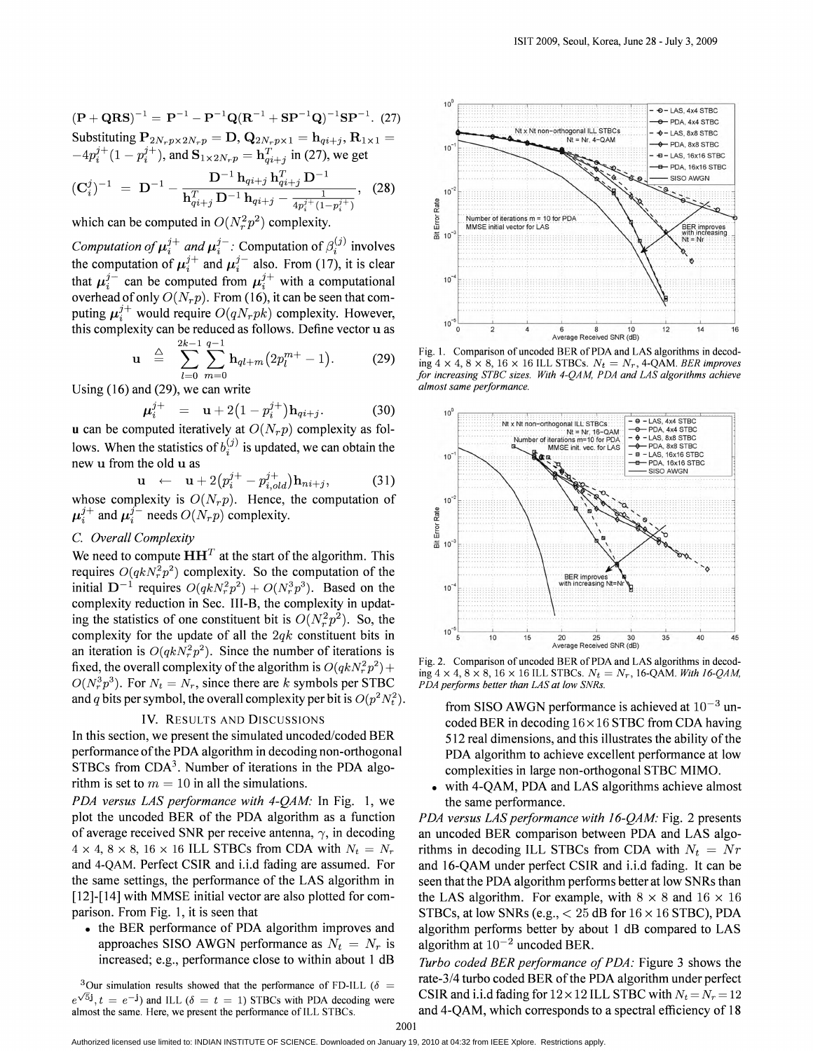$$(\mathbf{P} + \mathbf{QRS})^{-1} = \mathbf{P}^{-1} - \mathbf{P}^{-1}\mathbf{Q}(\mathbf{R}^{-1} + \mathbf{SP}^{-1}\mathbf{Q})^{-1}\mathbf{SP}^{-1}. \quad (27)$$

Substituting $\mathbf{P}_{2N_rp\times 2N_rp} = \mathbf{D}$, $\mathbf{Q}_{2N_rp\times 1} = \mathbf{h}_{qi+j}$, $\mathbf{R}_{1\times 1} = -4p_i^{j+}(1-p_i^{j+})$, and $\mathbf{S}_{1\times 2N_rp} = \mathbf{h}_{qi+j}^T$ in (27), we get

$$(\mathbf{C}_i^j)^{-1} = \mathbf{D}^{-1} - \frac{\mathbf{D}^{-1}\mathbf{h}_{qi+j}\mathbf{h}_{qi+j}^T\mathbf{D}^{-1}}{\mathbf{h}_{qi+j}^T\mathbf{D}^{-1}\mathbf{h}_{qi+j} - \frac{1}{4p_i^{j+}(1-p_i^{j+})}}, \quad (28)$$

which can be computed in $O(N_r^2p^2)$ complexity.

*Computation of $\boldsymbol{\mu}_i^{j+}$ and $\boldsymbol{\mu}_i^{j-}$:* Computation of $\beta_i^{(j)}$ involves the computation of $\boldsymbol{\mu}_i^{j+}$ and $\boldsymbol{\mu}_i^{j-}$ also. From (17), it is clear that $\boldsymbol{\mu}_i^{j-}$ can be computed from $\boldsymbol{\mu}_i^{j+}$ with a computational overhead of only $O(N_rp)$. From (16), it can be seen that computing $\boldsymbol{\mu}_i^{j+}$ would require $O(qN_rpk)$ complexity. However, this complexity can be reduced as follows. Define vector $\mathbf{u}$ as

$$\mathbf{u} \triangleq \sum_{l=0}^{2k-1}\sum_{m=0}^{q-1}\mathbf{h}_{ql+m}\big(2p_l^{m+} - 1\big). \quad (29)$$

Using (16) and (29), we can write

$$\boldsymbol{\mu}_i^{j+} = \mathbf{u} + 2\big(1 - p_i^{j+}\big)\mathbf{h}_{qi+j}. \quad (30)$$

$\mathbf{u}$ can be computed iteratively at $O(N_rp)$ complexity as follows. When the statistics of $b_i^{(j)}$ is updated, we can obtain the new $\mathbf{u}$ from the old $\mathbf{u}$ as

$$\mathbf{u} \leftarrow \mathbf{u} + 2\big(p_i^{j+} - p_{i,old}^{j+}\big)\mathbf{h}_{ni+j}, \quad (31)$$

whose complexity is $O(N_rp)$. Hence, the computation of $\boldsymbol{\mu}_i^{j+}$ and $\boldsymbol{\mu}_i^{j-}$ needs $O(N_rp)$ complexity.

### C. Overall Complexity

We need to compute $\mathbf{HH}^T$ at the start of the algorithm. This requires $O(qkN_r^2p^2)$ complexity. So the computation of the initial $\mathbf{D}^{-1}$ requires $O(qkN_r^2p^2) + O(N_r^3p^3)$. Based on the complexity reduction in Sec. III-B, the complexity in updating the statistics of one constituent bit is $O(N_r^2p^2)$. So, the complexity for the update of all the $2qk$ constituent bits in an iteration is $O(qkN_r^2p^2)$. Since the number of iterations is fixed, the overall complexity of the algorithm is $O(qkN_r^2p^2) + O(N_r^3p^3)$. For $N_t = N_r$, since there are $k$ symbols per STBC and $q$ bits per symbol, the overall complexity per bit is $O(p^2N_t^2)$.

## IV. Results and Discussions

In this section, we present the simulated uncoded/coded BER performance of the PDA algorithm in decoding non-orthogonal STBCs from CDA[3]. Number of iterations in the PDA algorithm is set to $m = 10$ in all the simulations.

*PDA versus LAS performance with 4-QAM:* In Fig. 1, we plot the uncoded BER of the PDA algorithm as a function of average received SNR per receive antenna, $\gamma$, in decoding $4\times 4$, $8\times 8$, $16\times 16$ ILL STBCs from CDA with $N_t = N_r$ and 4-QAM. Perfect CSIR and i.i.d fading are assumed. For the same settings, the performance of the LAS algorithm in [12]-[14] with MMSE initial vector are also plotted for comparison. From Fig. 1, it is seen that

- the BER performance of PDA algorithm improves and approaches SISO AWGN performance as $N_t = N_r$ is increased; e.g., performance close to within about 1 dB from SISO AWGN performance is achieved at $10^{-3}$ uncoded BER in decoding $16\times 16$ STBC from CDA having 512 real dimensions, and this illustrates the ability of the PDA algorithm to achieve excellent performance at low complexities in large non-orthogonal STBC MIMO.
- with 4-QAM, PDA and LAS algorithms achieve almost the same performance.

[3]Our simulation results showed that the performance of FD-ILL ($\delta = e^{\sqrt{5}\mathrm{j}}, t = e^{-\mathrm{j}}$) and ILL ($\delta = t = 1$) STBCs with PDA decoding were almost the same. Here, we present the performance of ILL STBCs.

Fig. 1. Comparison of uncoded BER of PDA and LAS algorithms in decoding $4\times 4$, $8\times 8$, $16\times 16$ ILL STBCs. $N_t = N_r$, 4-QAM. *BER improves for increasing STBC sizes. With 4-QAM, PDA and LAS algorithms achieve almost same performance.*

Fig. 2. Comparison of uncoded BER of PDA and LAS algorithms in decoding $4\times 4$, $8\times 8$, $16\times 16$ ILL STBCs. $N_t = N_r$, 16-QAM. *With 16-QAM, PDA performs better than LAS at low SNRs.*

*PDA versus LAS performance with 16-QAM:* Fig. 2 presents an uncoded BER comparison between PDA and LAS algorithms in decoding ILL STBCs from CDA with $N_t = Nr$ and 16-QAM under perfect CSIR and i.i.d fading. It can be seen that the PDA algorithm performs better at low SNRs than the LAS algorithm. For example, with $8\times 8$ and $16\times 16$ STBCs, at low SNRs (e.g., $< 25$ dB for $16\times 16$ STBC), PDA algorithm performs better by about 1 dB compared to LAS algorithm at $10^{-2}$ uncoded BER.

*Turbo coded BER performance of PDA:* Figure 3 shows the rate-3/4 turbo coded BER of the PDA algorithm under perfect CSIR and i.i.d fading for $12\times 12$ ILL STBC with $N_t = N_r = 12$ and 4-QAM, which corresponds to a spectral efficiency of 18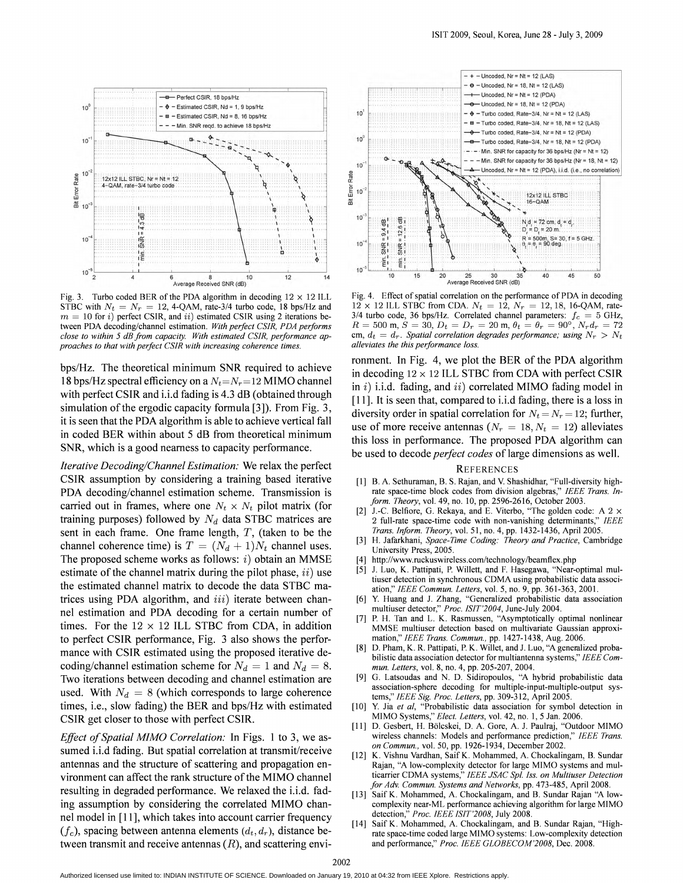Perfect CSIR, 18 bps/Hz
Estimated CSIR, Nd = 1, 9 bps/Hz
Estimated CSIR, Nd = 8, 16 bps/Hz
Min. SNR reqd. to achieve 18 bps/Hz
12x12 ILL STBC, Nr = Nt = 12
4-QAM, rate-3/4 turbo code
min. SNR = 4.3 dB
Bit Error Rate
Average Received SNR (dB)

Fig. 3. Turbo coded BER of the PDA algorithm in decoding $12 \times 12$ ILL STBC with $N_t = N_r = 12$, 4-QAM, rate-3/4 turbo code, 18 bps/Hz and $m = 10$ for $i)$ perfect CSIR, and $ii)$ estimated CSIR using 2 iterations between PDA decoding/channel estimation. *With perfect CSIR, PDA performs close to within 5 dB from capacity. With estimated CSIR, performance approaches to that with perfect CSIR with increasing coherence times.*

Uncoded, Nr = Nt = 12 (LAS)
Uncoded, Nr = 18, Nt = 12 (LAS)
Uncoded, Nr = Nt = 12 (PDA)
Uncoded, Nr = 18, Nt = 12 (PDA)
Turbo coded, Rate-3/4, Nr = Nt = 12 (LAS)
Turbo coded, Rate-3/4, Nr = 18, Nt = 12 (LAS)
Turbo coded, Rate-3/4, Nr = Nt = 12 (PDA)
Turbo coded, Rate-3/4, Nr = 18, Nt = 12 (PDA)
Min. SNR for capacity for 36 bps/Hz (Nr = Nt = 12)
Min. SNR for capacity for 36 bps/Hz (Nr = 18, Nt = 12)
Uncoded, Nr = Nt = 12 (PDA), i.i.d. (i.e., no correlation)
12x12 ILL STBC
16-QAM
Nr dr = 72 cm, dt = dr
Dt = Dr = 20 m
R = 500m, S= 30, f = 5 GHz
θt = θr = 90 deg
min. SNR = 9.4 dB
min. SNR = 12.6 dB
Bit Error Rate
Average Received SNR (dB)

Fig. 4. Effect of spatial correlation on the performance of PDA in decoding $12 \times 12$ ILL STBC from CDA. $N_t = 12$, $N_r = 12, 18$, 16-QAM, rate-3/4 turbo code, 36 bps/Hz. Correlated channel parameters: $f_c = 5$ GHz, $R = 500$ m, $S = 30$, $D_t = D_r = 20$ m, $\theta_t = \theta_r = 90^\circ$, $N_r d_r = 72$ cm, $d_t = d_r$. *Spatial correlation degrades performance; using $N_r > N_t$ alleviates this performance loss.*

bps/Hz. The theoretical minimum SNR required to achieve 18 bps/Hz spectral efficiency on a $N_t$=$N_r$=12 MIMO channel with perfect CSIR and i.i.d fading is 4.3 dB (obtained through simulation of the ergodic capacity formula [3]). From Fig. 3, it is seen that the PDA algorithm is able to achieve vertical fall in coded BER within about 5 dB from theoretical minimum SNR, which is a good nearness to capacity performance.

*Iterative Decoding/Channel Estimation:* We relax the perfect CSIR assumption by considering a training based iterative PDA decoding/channel estimation scheme. Transmission is carried out in frames, where one $N_t \times N_t$ pilot matrix (for training purposes) followed by $N_d$ data STBC matrices are sent in each frame. One frame length, $T$, (taken to be the channel coherence time) is $T = (N_d + 1)N_t$ channel uses. The proposed scheme works as follows: $i)$ obtain an MMSE estimate of the channel matrix during the pilot phase, $ii)$ use the estimated channel matrix to decode the data STBC matrices using PDA algorithm, and $iii)$ iterate between channel estimation and PDA decoding for a certain number of times. For the $12 \times 12$ ILL STBC from CDA, in addition to perfect CSIR performance, Fig. 3 also shows the performance with CSIR estimated using the proposed iterative decoding/channel estimation scheme for $N_d = 1$ and $N_d = 8$. Two iterations between decoding and channel estimation are used. With $N_d = 8$ (which corresponds to large coherence times, i.e., slow fading) the BER and bps/Hz with estimated CSIR get closer to those with perfect CSIR.

*Effect of Spatial MIMO Correlation:* In Figs. 1 to 3, we assumed i.i.d fading. But spatial correlation at transmit/receive antennas and the structure of scattering and propagation environment can affect the rank structure of the MIMO channel resulting in degraded performance. We relaxed the i.i.d. fading assumption by considering the correlated MIMO channel model in [11], which takes into account carrier frequency ($f_c$), spacing between antenna elements ($d_t, d_r$), distance between transmit and receive antennas ($R$), and scattering environment. In Fig. 4, we plot the BER of the PDA algorithm in decoding $12 \times 12$ ILL STBC from CDA with perfect CSIR in $i)$ i.i.d. fading, and $ii)$ correlated MIMO fading model in [11]. It is seen that, compared to i.i.d fading, there is a loss in diversity order in spatial correlation for $N_t = N_r = 12$; further, use of more receive antennas ($N_r = 18, N_t = 12$) alleviates this loss in performance. The proposed PDA algorithm can be used to decode *perfect codes* of large dimensions as well.

## References

[1] B. A. Sethuraman, B. S. Rajan, and V. Shashidhar, "Full-diversity high-rate space-time block codes from division algebras," *IEEE Trans. Inform. Theory*, vol. 49, no. 10, pp. 2596-2616, October 2003.

[2] J.-C. Belfiore, G. Rekaya, and E. Viterbo, "The golden code: A 2 × 2 full-rate space-time code with non-vanishing determinants," *IEEE Trans. Inform. Theory*, vol. 51, no. 4, pp. 1432-1436, April 2005.

[3] H. Jafarkhani, *Space-Time Coding: Theory and Practice*, Cambridge University Press, 2005.

[4] http://www.ruckuswireless.com/technology/beamflex.php

[5] J. Luo, K. Pattipati, P. Willett, and F. Hasegawa, "Near-optimal multiuser detection in synchronous CDMA using probabilistic data association," *IEEE Commun. Letters*, vol. 5, no. 9, pp. 361-363, 2001.

[6] Y. Huang and J. Zhang, "Generalized probabilistic data association multiuser detector," *Proc. ISIT'2004*, June-July 2004.

[7] P. H. Tan and L. K. Rasmussen, "Asymptotically optimal nonlinear MMSE multiuser detection based on multivariate Gaussian approximation," *IEEE Trans. Commun.*, pp. 1427-1438, Aug. 2006.

[8] D. Pham, K. R. Pattipati, P. K. Willet, and J. Luo, "A generalized probabilistic data association detector for multiantenna systems," *IEEE Commun. Letters*, vol. 8, no. 4, pp. 205-207, 2004.

[9] G. Latsoudas and N. D. Sidiropoulos, "A hybrid probabilistic data association-sphere decoding for multiple-input-multiple-output systems," *IEEE Sig. Proc. Letters*, pp. 309-312, April 2005.

[10] Y. Jia *et al*, "Probabilistic data association for symbol detection in MIMO Systems," *Elect. Letters*, vol. 42, no. 1, 5 Jan. 2006.

[11] D. Gesbert, H. Bölcskei, D. A. Gore, A. J. Paulraj, "Outdoor MIMO wireless channels: Models and performance prediction," *IEEE Trans. on Commun.*, vol. 50, pp. 1926-1934, December 2002.

[12] K. Vishnu Vardhan, Saif K. Mohammed, A. Chockalingam, B. Sundar Rajan, "A low-complexity detector for large MIMO systems and multicarrier CDMA systems," *IEEE JSAC Spl. Iss. on Multiuser Detection for Adv. Commun. Systems and Networks*, pp. 473-485, April 2008.

[13] Saif K. Mohammed, A. Chockalingam, and B. Sundar Rajan "A low-complexity near-ML performance achieving algorithm for large MIMO detection," *Proc. IEEE ISIT'2008*, July 2008.

[14] Saif K. Mohammed, A. Chockalingam, and B. Sundar Rajan, "High-rate space-time coded large MIMO systems: Low-complexity detection and performance," *Proc. IEEE GLOBECOM'2008*, Dec. 2008.